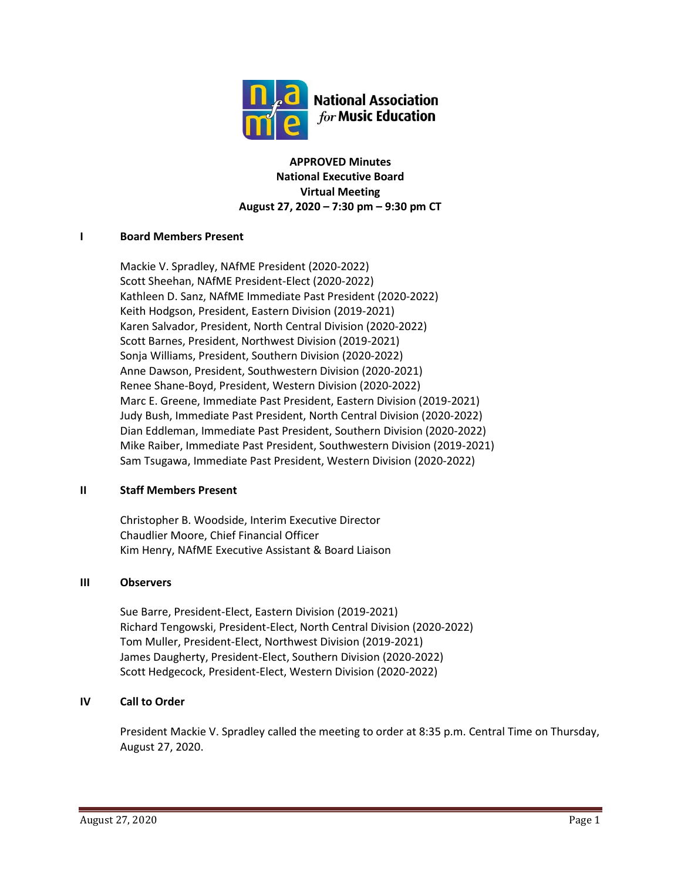**National Association for Music Education**

# APPROVED Minutes
## National Executive Board
## Virtual Meeting
## August 27, 2020 – 7:30 pm – 9:30 pm CT

## I Board Members Present

Mackie V. Spradley, NAfME President (2020-2022)
Scott Sheehan, NAfME President-Elect (2020-2022)
Kathleen D. Sanz, NAfME Immediate Past President (2020-2022)
Keith Hodgson, President, Eastern Division (2019-2021)
Karen Salvador, President, North Central Division (2020-2022)
Scott Barnes, President, Northwest Division (2019-2021)
Sonja Williams, President, Southern Division (2020-2022)
Anne Dawson, President, Southwestern Division (2020-2021)
Renee Shane-Boyd, President, Western Division (2020-2022)
Marc E. Greene, Immediate Past President, Eastern Division (2019-2021)
Judy Bush, Immediate Past President, North Central Division (2020-2022)
Dian Eddleman, Immediate Past President, Southern Division (2020-2022)
Mike Raiber, Immediate Past President, Southwestern Division (2019-2021)
Sam Tsugawa, Immediate Past President, Western Division (2020-2022)

## II Staff Members Present

Christopher B. Woodside, Interim Executive Director
Chaudlier Moore, Chief Financial Officer
Kim Henry, NAfME Executive Assistant & Board Liaison

## III Observers

Sue Barre, President-Elect, Eastern Division (2019-2021)
Richard Tengowski, President-Elect, North Central Division (2020-2022)
Tom Muller, President-Elect, Northwest Division (2019-2021)
James Daugherty, President-Elect, Southern Division (2020-2022)
Scott Hedgecock, President-Elect, Western Division (2020-2022)

## IV Call to Order

President Mackie V. Spradley called the meeting to order at 8:35 p.m. Central Time on Thursday, August 27, 2020.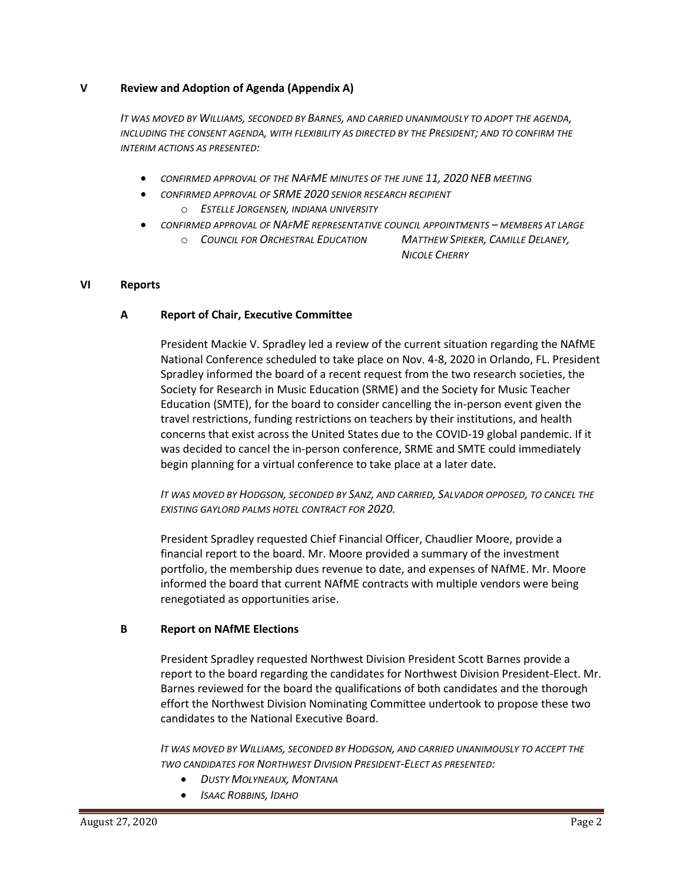## V Review and Adoption of Agenda (Appendix A)

*IT WAS MOVED BY WILLIAMS, SECONDED BY BARNES, AND CARRIED UNANIMOUSLY TO ADOPT THE AGENDA, INCLUDING THE CONSENT AGENDA, WITH FLEXIBILITY AS DIRECTED BY THE PRESIDENT; AND TO CONFIRM THE INTERIM ACTIONS AS PRESENTED:*

- *CONFIRMED APPROVAL OF THE NAFME MINUTES OF THE JUNE 11, 2020 NEB MEETING*
- *CONFIRMED APPROVAL OF SRME 2020 SENIOR RESEARCH RECIPIENT*
  - *ESTELLE JORGENSEN, INDIANA UNIVERSITY*
- *CONFIRMED APPROVAL OF NAFME REPRESENTATIVE COUNCIL APPOINTMENTS – MEMBERS AT LARGE*
  - *COUNCIL FOR ORCHESTRAL EDUCATION — MATTHEW SPIEKER, CAMILLE DELANEY, NICOLE CHERRY*

## VI Reports

### A Report of Chair, Executive Committee

President Mackie V. Spradley led a review of the current situation regarding the NAfME National Conference scheduled to take place on Nov. 4-8, 2020 in Orlando, FL. President Spradley informed the board of a recent request from the two research societies, the Society for Research in Music Education (SRME) and the Society for Music Teacher Education (SMTE), for the board to consider cancelling the in-person event given the travel restrictions, funding restrictions on teachers by their institutions, and health concerns that exist across the United States due to the COVID-19 global pandemic. If it was decided to cancel the in-person conference, SRME and SMTE could immediately begin planning for a virtual conference to take place at a later date.

*IT WAS MOVED BY HODGSON, SECONDED BY SANZ, AND CARRIED, SALVADOR OPPOSED, TO CANCEL THE EXISTING GAYLORD PALMS HOTEL CONTRACT FOR 2020.*

President Spradley requested Chief Financial Officer, Chaudlier Moore, provide a financial report to the board. Mr. Moore provided a summary of the investment portfolio, the membership dues revenue to date, and expenses of NAfME. Mr. Moore informed the board that current NAfME contracts with multiple vendors were being renegotiated as opportunities arise.

### B Report on NAfME Elections

President Spradley requested Northwest Division President Scott Barnes provide a report to the board regarding the candidates for Northwest Division President-Elect. Mr. Barnes reviewed for the board the qualifications of both candidates and the thorough effort the Northwest Division Nominating Committee undertook to propose these two candidates to the National Executive Board.

*IT WAS MOVED BY WILLIAMS, SECONDED BY HODGSON, AND CARRIED UNANIMOUSLY TO ACCEPT THE TWO CANDIDATES FOR NORTHWEST DIVISION PRESIDENT-ELECT AS PRESENTED:*

- *DUSTY MOLYNEAUX, MONTANA*
- *ISAAC ROBBINS, IDAHO*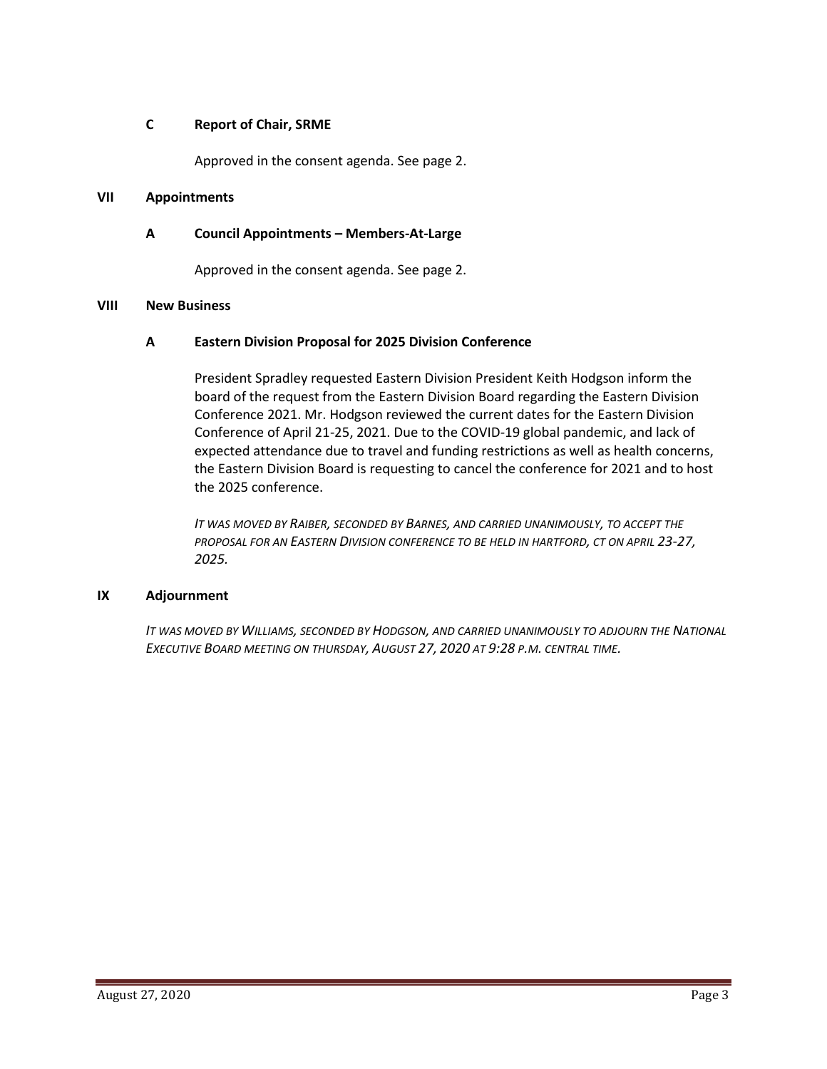### C Report of Chair, SRME

Approved in the consent agenda. See page 2.

## VII Appointments

### A Council Appointments – Members-At-Large

Approved in the consent agenda. See page 2.

## VIII New Business

### A Eastern Division Proposal for 2025 Division Conference

President Spradley requested Eastern Division President Keith Hodgson inform the board of the request from the Eastern Division Board regarding the Eastern Division Conference 2021. Mr. Hodgson reviewed the current dates for the Eastern Division Conference of April 21-25, 2021. Due to the COVID-19 global pandemic, and lack of expected attendance due to travel and funding restrictions as well as health concerns, the Eastern Division Board is requesting to cancel the conference for 2021 and to host the 2025 conference.

*IT WAS MOVED BY RAIBER, SECONDED BY BARNES, AND CARRIED UNANIMOUSLY, TO ACCEPT THE PROPOSAL FOR AN EASTERN DIVISION CONFERENCE TO BE HELD IN HARTFORD, CT ON APRIL 23-27, 2025.*

## IX Adjournment

*IT WAS MOVED BY WILLIAMS, SECONDED BY HODGSON, AND CARRIED UNANIMOUSLY TO ADJOURN THE NATIONAL EXECUTIVE BOARD MEETING ON THURSDAY, AUGUST 27, 2020 AT 9:28 P.M. CENTRAL TIME.*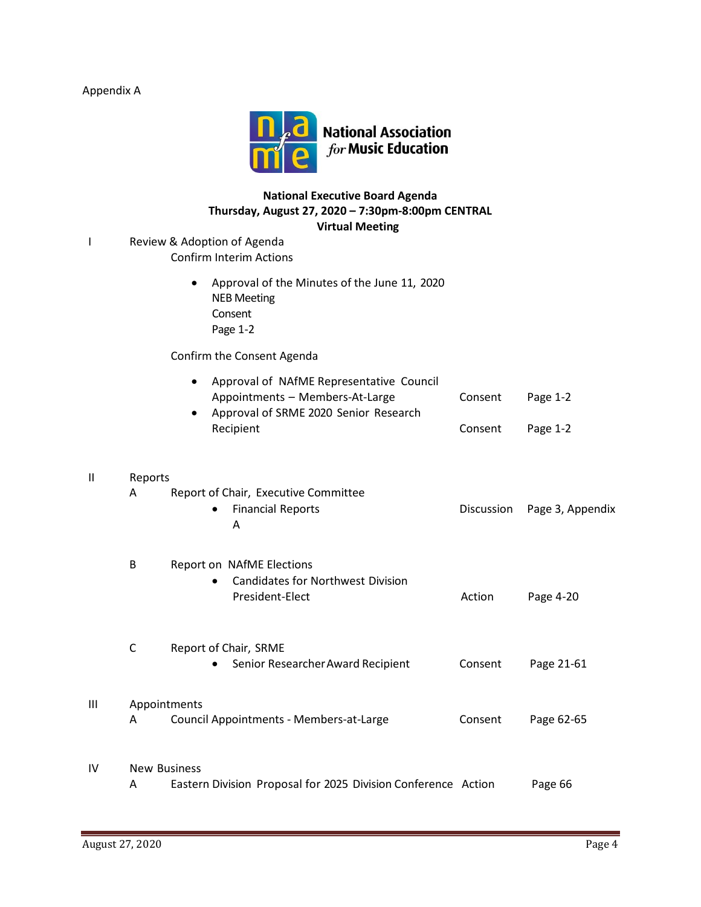Appendix A

National Association *for* Music Education

**National Executive Board Agenda**
**Thursday, August 27, 2020 – 7:30pm-8:00pm CENTRAL**
**Virtual Meeting**

| | | | | |
|---|---|---|---|---|
| I | Review & Adoption of Agenda | | | |
| | | Confirm Interim Actions | | |
| | | • Approval of the Minutes of the June 11, 2020 NEB Meeting Consent Page 1-2 | | |
| | | Confirm the Consent Agenda | | |
| | | • Approval of NAfME Representative Council Appointments – Members-At-Large | Consent | Page 1-2 |
| | | • Approval of SRME 2020 Senior Research Recipient | Consent | Page 1-2 |
| II | Reports | | | |
| | A | Report of Chair, Executive Committee | | |
| | | • Financial Reports A | Discussion | Page 3, Appendix |
| | B | Report on NAfME Elections | | |
| | | • Candidates for Northwest Division President-Elect | Action | Page 4-20 |
| | C | Report of Chair, SRME | | |
| | | • Senior Researcher Award Recipient | Consent | Page 21-61 |
| III | Appointments | | | |
| | A | Council Appointments - Members-at-Large | Consent | Page 62-65 |
| IV | New Business | | | |
| | A | Eastern Division Proposal for 2025 Division Conference | Action | Page 66 |